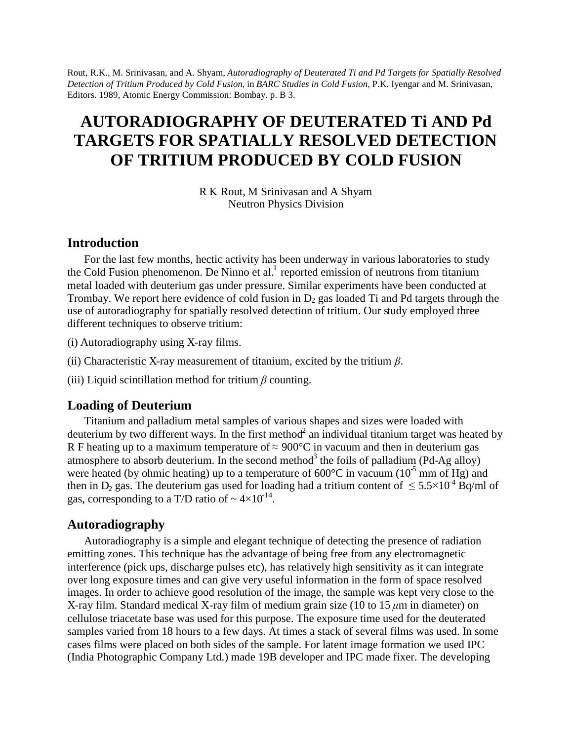Rout, R.K., M. Srinivasan, and A. Shyam, *Autoradiography of Deuterated Ti and Pd Targets for Spatially Resolved Detection of Tritium Produced by Cold Fusion*, in *BARC Studies in Cold Fusion*, P.K. Iyengar and M. Srinivasan, Editors. 1989, Atomic Energy Commission: Bombay. p. B 3.

# AUTORADIOGRAPHY OF DEUTERATED Ti AND Pd TARGETS FOR SPATIALLY RESOLVED DETECTION OF TRITIUM PRODUCED BY COLD FUSION

R K Rout, M Srinivasan and A Shyam
Neutron Physics Division

## Introduction

For the last few months, hectic activity has been underway in various laboratories to study the Cold Fusion phenomenon. De Ninno et al.[1] reported emission of neutrons from titanium metal loaded with deuterium gas under pressure. Similar experiments have been conducted at Trombay. We report here evidence of cold fusion in $D_2$ gas loaded Ti and Pd targets through the use of autoradiography for spatially resolved detection of tritium. Our study employed three different techniques to observe tritium:

(i) Autoradiography using X-ray films.

(ii) Characteristic X-ray measurement of titanium, excited by the tritium $\beta$.

(iii) Liquid scintillation method for tritium $\beta$ counting.

## Loading of Deuterium

Titanium and palladium metal samples of various shapes and sizes were loaded with deuterium by two different ways. In the first method[2] an individual titanium target was heated by R F heating up to a maximum temperature of $\approx$ 900°C in vacuum and then in deuterium gas atmosphere to absorb deuterium. In the second method[3] the foils of palladium (Pd-Ag alloy) were heated (by ohmic heating) up to a temperature of 600°C in vacuum ($10^{-5}$ mm of Hg) and then in $D_2$ gas. The deuterium gas used for loading had a tritium content of $\leq 5.5\times10^{-4}$ Bq/ml of gas, corresponding to a T/D ratio of $\sim 4\times10^{-14}$.

## Autoradiography

Autoradiography is a simple and elegant technique of detecting the presence of radiation emitting zones. This technique has the advantage of being free from any electromagnetic interference (pick ups, discharge pulses etc), has relatively high sensitivity as it can integrate over long exposure times and can give very useful information in the form of space resolved images. In order to achieve good resolution of the image, the sample was kept very close to the X-ray film. Standard medical X-ray film of medium grain size (10 to 15 $\mu$m in diameter) on cellulose triacetate base was used for this purpose. The exposure time used for the deuterated samples varied from 18 hours to a few days. At times a stack of several films was used. In some cases films were placed on both sides of the sample. For latent image formation we used IPC (India Photographic Company Ltd.) made 19B developer and IPC made fixer. The developing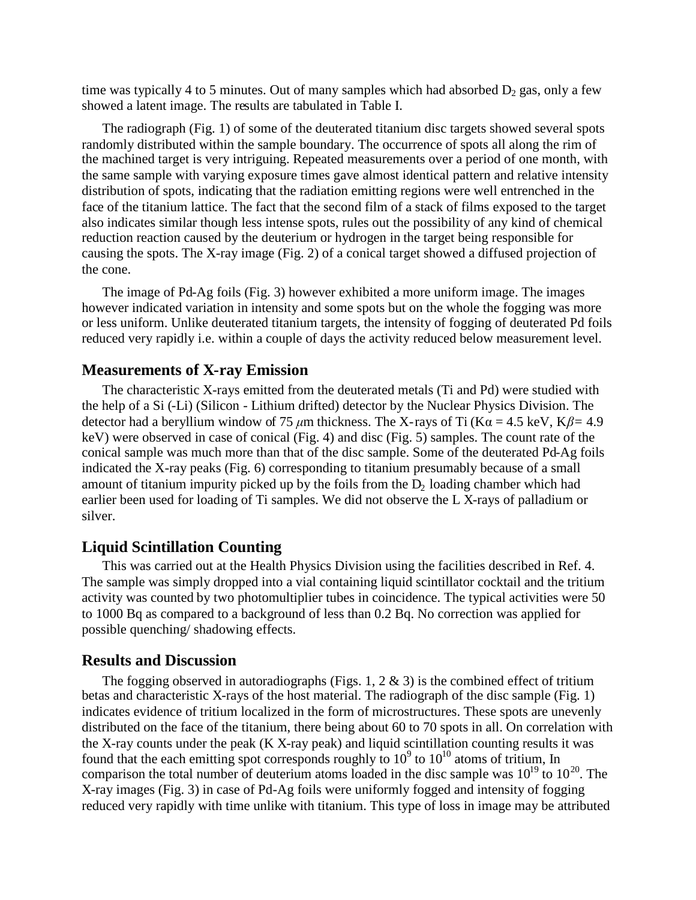time was typically 4 to 5 minutes. Out of many samples which had absorbed $D_2$ gas, only a few showed a latent image. The results are tabulated in Table I.

The radiograph (Fig. 1) of some of the deuterated titanium disc targets showed several spots randomly distributed within the sample boundary. The occurrence of spots all along the rim of the machined target is very intriguing. Repeated measurements over a period of one month, with the same sample with varying exposure times gave almost identical pattern and relative intensity distribution of spots, indicating that the radiation emitting regions were well entrenched in the face of the titanium lattice. The fact that the second film of a stack of films exposed to the target also indicates similar though less intense spots, rules out the possibility of any kind of chemical reduction reaction caused by the deuterium or hydrogen in the target being responsible for causing the spots. The X-ray image (Fig. 2) of a conical target showed a diffused projection of the cone.

The image of Pd-Ag foils (Fig. 3) however exhibited a more uniform image. The images however indicated variation in intensity and some spots but on the whole the fogging was more or less uniform. Unlike deuterated titanium targets, the intensity of fogging of deuterated Pd foils reduced very rapidly i.e. within a couple of days the activity reduced below measurement level.

## Measurements of X-ray Emission

The characteristic X-rays emitted from the deuterated metals (Ti and Pd) were studied with the help of a Si (-Li) (Silicon - Lithium drifted) detector by the Nuclear Physics Division. The detector had a beryllium window of 75 $\mu$m thickness. The X-rays of Ti (K$\alpha$ = 4.5 keV, K$\beta$= 4.9 keV) were observed in case of conical (Fig. 4) and disc (Fig. 5) samples. The count rate of the conical sample was much more than that of the disc sample. Some of the deuterated Pd-Ag foils indicated the X-ray peaks (Fig. 6) corresponding to titanium presumably because of a small amount of titanium impurity picked up by the foils from the $D_2$ loading chamber which had earlier been used for loading of Ti samples. We did not observe the L X-rays of palladium or silver.

## Liquid Scintillation Counting

This was carried out at the Health Physics Division using the facilities described in Ref. 4. The sample was simply dropped into a vial containing liquid scintillator cocktail and the tritium activity was counted by two photomultiplier tubes in coincidence. The typical activities were 50 to 1000 Bq as compared to a background of less than 0.2 Bq. No correction was applied for possible quenching/ shadowing effects.

## Results and Discussion

The fogging observed in autoradiographs (Figs. 1, 2 & 3) is the combined effect of tritium betas and characteristic X-rays of the host material. The radiograph of the disc sample (Fig. 1) indicates evidence of tritium localized in the form of microstructures. These spots are unevenly distributed on the face of the titanium, there being about 60 to 70 spots in all. On correlation with the X-ray counts under the peak (K X-ray peak) and liquid scintillation counting results it was found that the each emitting spot corresponds roughly to $10^9$ to $10^{10}$ atoms of tritium, In comparison the total number of deuterium atoms loaded in the disc sample was $10^{19}$ to $10^{20}$. The X-ray images (Fig. 3) in case of Pd-Ag foils were uniformly fogged and intensity of fogging reduced very rapidly with time unlike with titanium. This type of loss in image may be attributed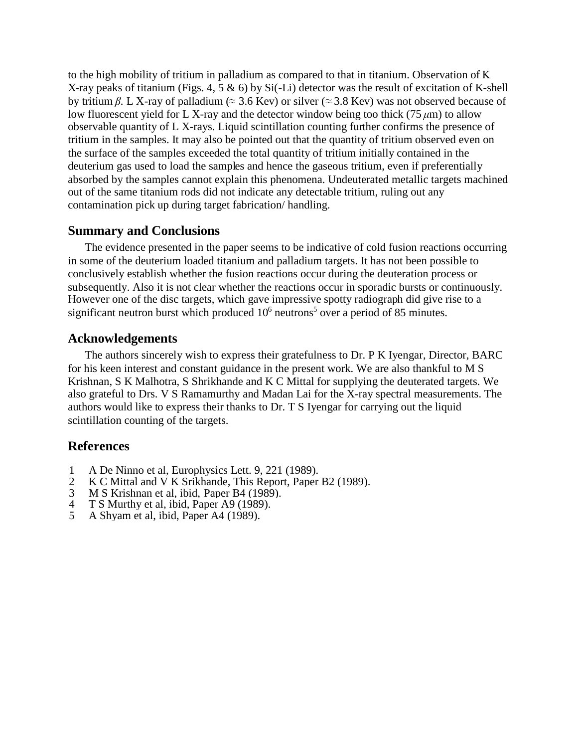to the high mobility of tritium in palladium as compared to that in titanium. Observation of K X-ray peaks of titanium (Figs. 4, 5 & 6) by Si(-Li) detector was the result of excitation of K-shell by tritium $\beta$. L X-ray of palladium (≈ 3.6 Kev) or silver (≈ 3.8 Kev) was not observed because of low fluorescent yield for L X-ray and the detector window being too thick (75 $\mu$m) to allow observable quantity of L X-rays. Liquid scintillation counting further confirms the presence of tritium in the samples. It may also be pointed out that the quantity of tritium observed even on the surface of the samples exceeded the total quantity of tritium initially contained in the deuterium gas used to load the samples and hence the gaseous tritium, even if preferentially absorbed by the samples cannot explain this phenomena. Undeuterated metallic targets machined out of the same titanium rods did not indicate any detectable tritium, ruling out any contamination pick up during target fabrication/ handling.

## Summary and Conclusions

The evidence presented in the paper seems to be indicative of cold fusion reactions occurring in some of the deuterium loaded titanium and palladium targets. It has not been possible to conclusively establish whether the fusion reactions occur during the deuteration process or subsequently. Also it is not clear whether the reactions occur in sporadic bursts or continuously. However one of the disc targets, which gave impressive spotty radiograph did give rise to a significant neutron burst which produced $10^6$ neutrons[5] over a period of 85 minutes.

## Acknowledgements

The authors sincerely wish to express their gratefulness to Dr. P K Iyengar, Director, BARC for his keen interest and constant guidance in the present work. We are also thankful to M S Krishnan, S K Malhotra, S Shrikhande and K C Mittal for supplying the deuterated targets. We also grateful to Drs. V S Ramamurthy and Madan Lai for the X-ray spectral measurements. The authors would like to express their thanks to Dr. T S Iyengar for carrying out the liquid scintillation counting of the targets.

## References

1. A De Ninno et al, Europhysics Lett. 9, 221 (1989).
2. K C Mittal and V K Srikhande, This Report, Paper B2 (1989).
3. M S Krishnan et al, ibid, Paper B4 (1989).
4. T S Murthy et al, ibid, Paper A9 (1989).
5. A Shyam et al, ibid, Paper A4 (1989).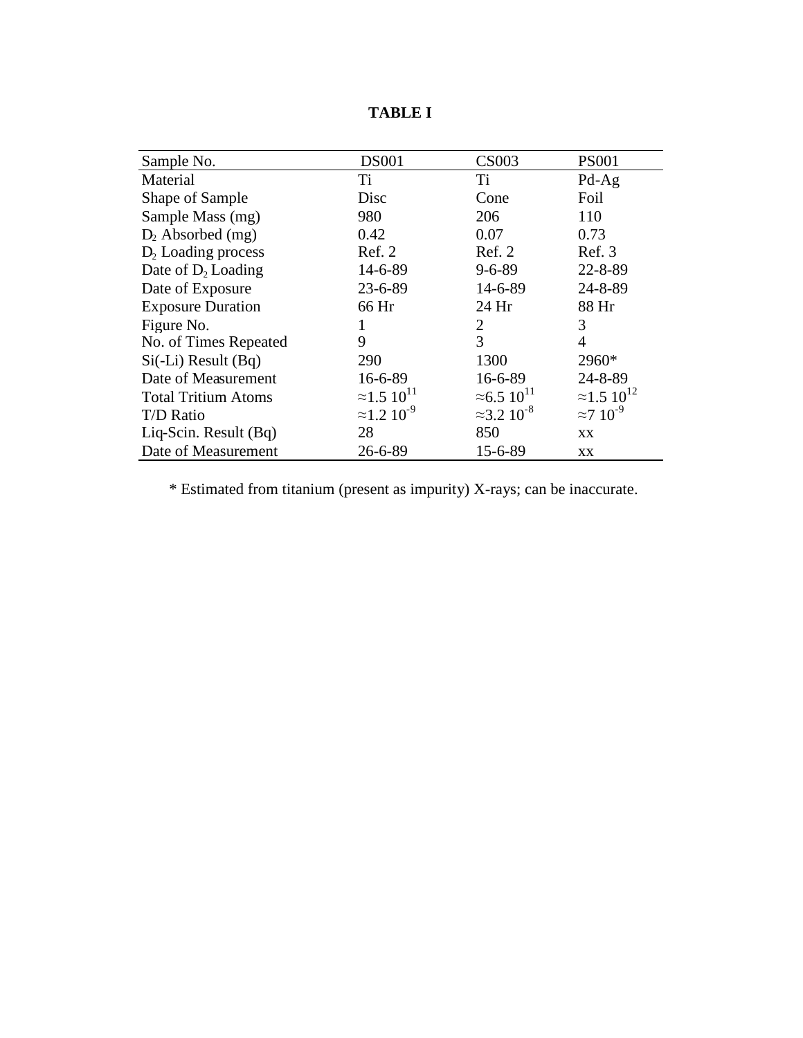**TABLE I**

| Sample No. | DS001 | CS003 | PS001 |
|---|---|---|---|
| Material | Ti | Ti | Pd-Ag |
| Shape of Sample | Disc | Cone | Foil |
| Sample Mass (mg) | 980 | 206 | 110 |
| $D_2$ Absorbed (mg) | 0.42 | 0.07 | 0.73 |
| $D_2$ Loading process | Ref. 2 | Ref. 2 | Ref. 3 |
| Date of $D_2$ Loading | 14-6-89 | 9-6-89 | 22-8-89 |
| Date of Exposure | 23-6-89 | 14-6-89 | 24-8-89 |
| Exposure Duration | 66 Hr | 24 Hr | 88 Hr |
| Figure No. | 1 | 2 | 3 |
| No. of Times Repeated | 9 | 3 | 4 |
| Si(-Li) Result (Bq) | 290 | 1300 | 2960* |
| Date of Measurement | 16-6-89 | 16-6-89 | 24-8-89 |
| Total Tritium Atoms | $\approx 1.5\ 10^{11}$ | $\approx 6.5\ 10^{11}$ | $\approx 1.5\ 10^{12}$ |
| T/D Ratio | $\approx 1.2\ 10^{-9}$ | $\approx 3.2\ 10^{-8}$ | $\approx 7\ 10^{-9}$ |
| Liq-Scin. Result (Bq) | 28 | 850 | xx |
| Date of Measurement | 26-6-89 | 15-6-89 | xx |

* Estimated from titanium (present as impurity) X-rays; can be inaccurate.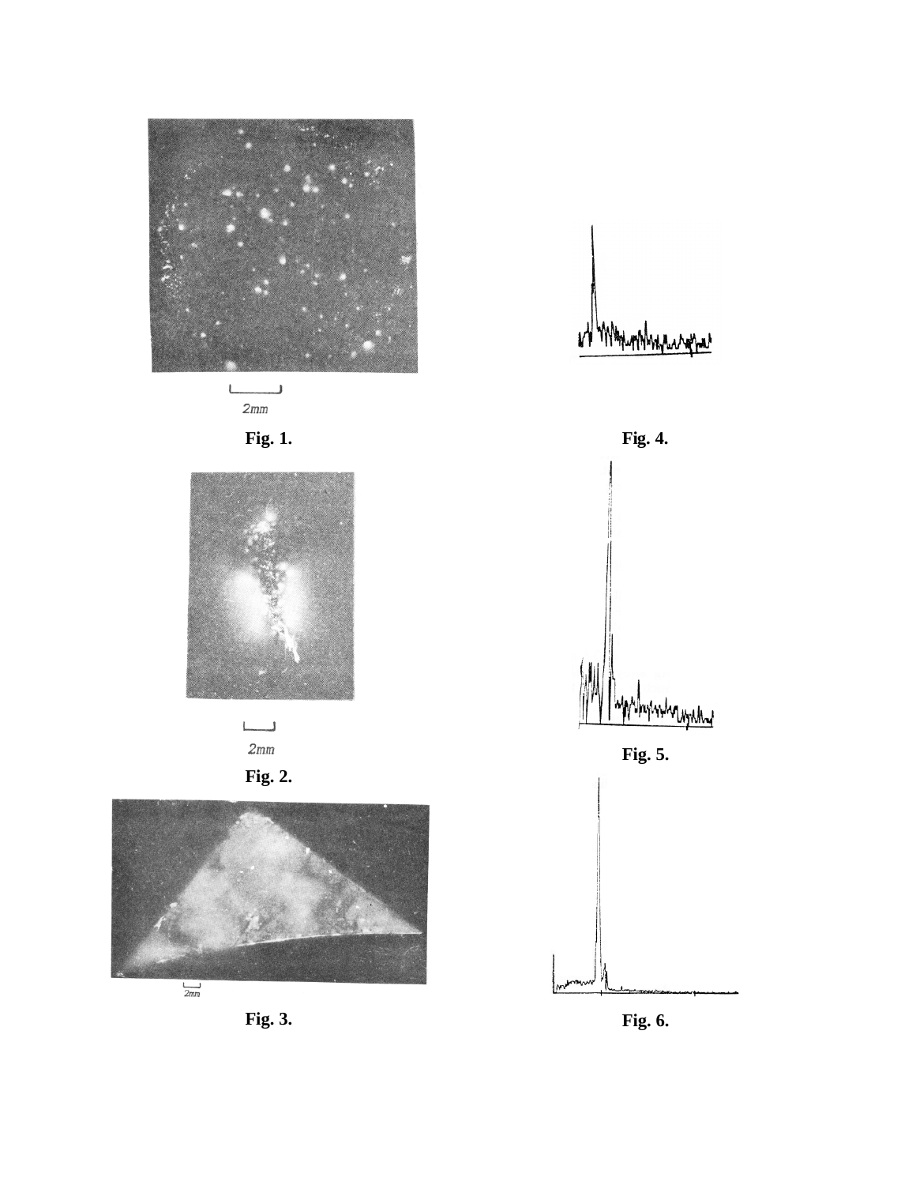2mm

**Fig. 1.**

**Fig. 4.**

2mm

**Fig. 2.**

**Fig. 5.**

2mm

**Fig. 3.**

**Fig. 6.**